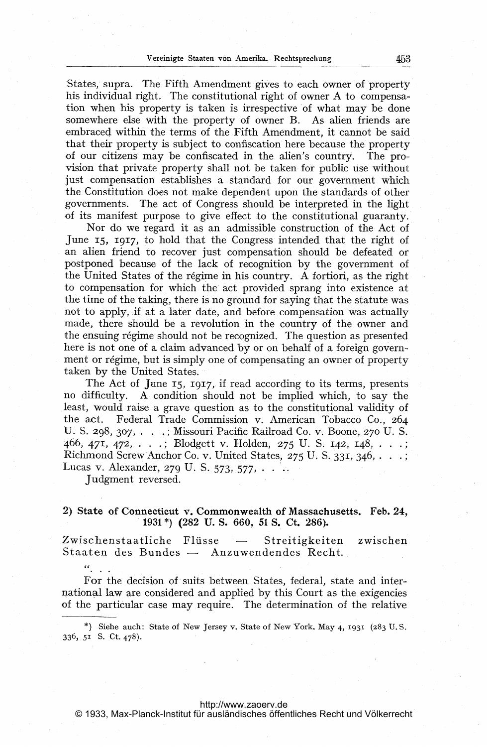States, supra. The Fifth Amendment gives to each owner of property his individual right. The constitutional right of owner A to compensation when his property is taken is irrespective of what may be done somewhere else with the property of owner B. As alien friends are embraced within the terms of the Fifth Amendment, it cannot be said that their property is subject to confiscation here because the property of our citizens may be confiscated in the alien's country. The provision that private property shall not be taken for public use without just compensation establishes a standard for our government which the Constitution does not make dependent upon the standards of other governments. The act of Congress should be interpreted in the light of its manifest purpose to give effect to the constitutional guaranty.

Nor do we regard it as an admissible construction of the Act of June 15, 1917, to hold that the Congress intended that the right of an alien friend to recover just compensation should be defeated or postponed because of the lack of recognition by the government of the United States of the régime in his country. A fortiori, as the right to compensation for which the act provided sprang into existence at the time of the taking, there is no ground for saying that the statute was not to apply, if at a later date, and before compensation was actually made, there should be a revolution in the country of the owner and the ensuing régime should not be recognized. The question as presented here is not one of a claim advanced by or on behalf of a foreign government or régime, but is simply one of compensating an owner of property taken by the United States.

The Act of June 15, 1917, if read according to its terms, presents no difficulty. A condition should not be implied which, to say the least, would raise a grave question as to the constitutional validity of the act. Federal Trade Commission v. American Tobacco Co., 264 U. S. 298, 307, . . . ; Missouri Pacific Railroad Co. v. Boone, 270 U. S. 466, 471, 472, . . . ; Blodgett v. Holden, 275 U. S. 142, 148, . . . ; Richmond Screw Anchor Co. v. United States, 275 U. S. 331, 346, . . . ; Lucas v. Alexander, 279 U. S. 573, 577, . . . .

Judgment reversed.

### 2) State of Connecticut v. Commonwealth of Massachusetts. Feb. 24, 1931 *) (282 U. S. 660, 51 S. Ct. 286).

Zwischenstaatliche Flüsse — Streitigkeiten zwischen Staaten des Bundes — Anzuwendendes Recht.

". . .

For the decision of suits between States, federal, state and international law are considered and applied by this Court as the exigencies of the particular case may require. The determination of the relative

*) Siehe auch: State of New Jersey v. State of New York. May 4, 1931 (283 U. S. 336, 51 S. Ct. 478).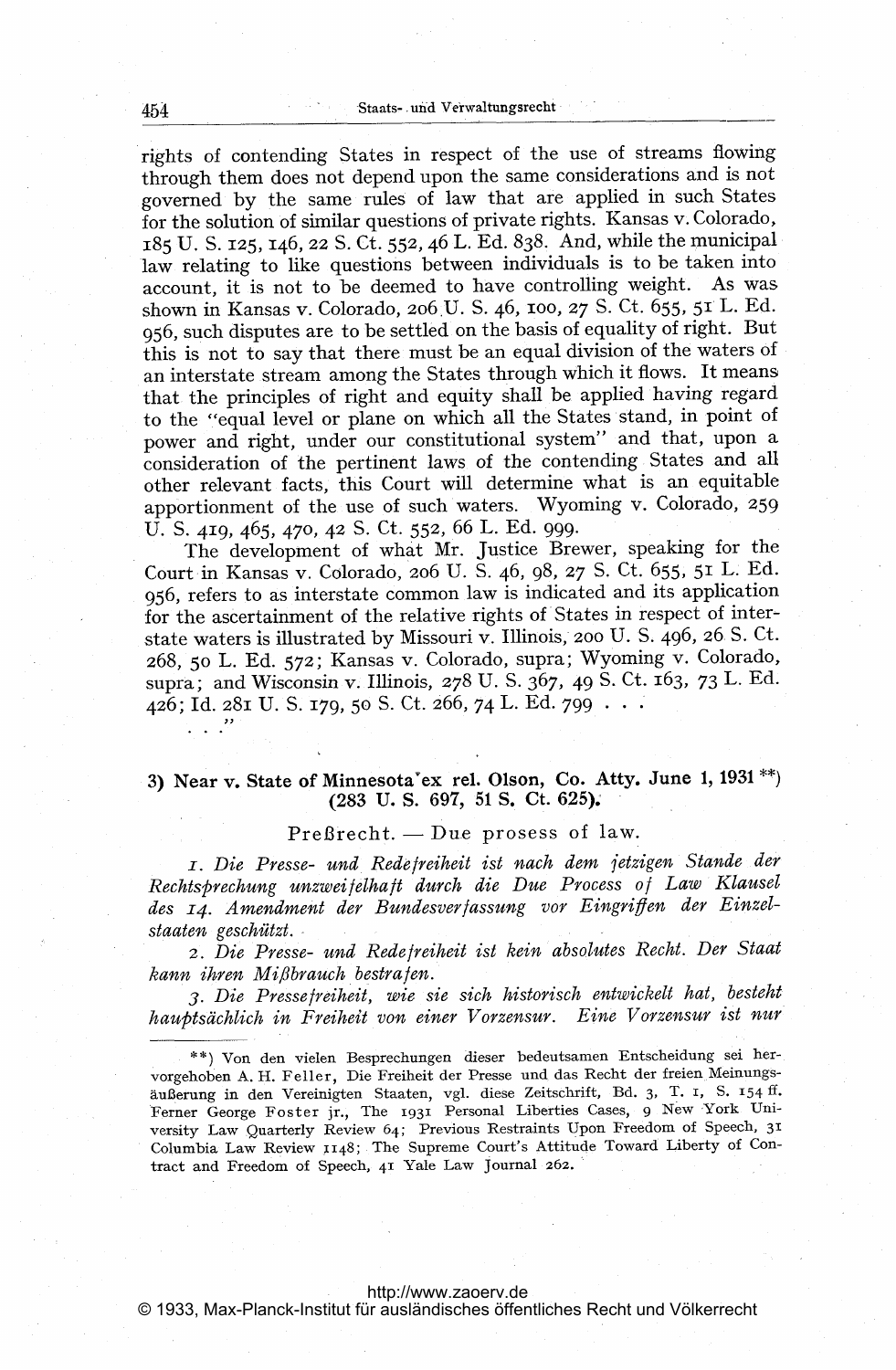rights of contending States in respect of the use of streams flowing through them does not depend upon the same considerations and is not governed by the same rules of law that are applied in such States for the solution of similar questions of private rights. Kansas v. Colorado, 185 U. S. 125, 146, 22 S. Ct. 552, 46 L. Ed. 838. And, while the municipal law relating to like questions between individuals is to be taken into account, it is not to be deemed to have controlling weight. As was shown in Kansas v. Colorado, 206 U. S. 46, 100, 27 S. Ct. 655, 51 L. Ed. 956, such disputes are to be settled on the basis of equality of right. But this is not to say that there must be an equal division of the waters of an interstate stream among the States through which it flows. It means that the principles of right and equity shall be applied having regard to the "equal level or plane on which all the States stand, in point of power and right, under our constitutional system" and that, upon a consideration of the pertinent laws of the contending States and all other relevant facts, this Court will determine what is an equitable apportionment of the use of such waters. Wyoming v. Colorado, 259 U. S. 419, 465, 470, 42 S. Ct. 552, 66 L. Ed. 999.

The development of what Mr. Justice Brewer, speaking for the Court in Kansas v. Colorado, 206 U. S. 46, 98, 27 S. Ct. 655, 51 L. Ed. 956, refers to as interstate common law is indicated and its application for the ascertainment of the relative rights of States in respect of interstate waters is illustrated by Missouri v. Illinois, 200 U. S. 496, 26 S. Ct. 268, 50 L. Ed. 572; Kansas v. Colorado, supra; Wyoming v. Colorado, supra; and Wisconsin v. Illinois, 278 U. S. 367, 49 S. Ct. 163, 73 L. Ed. 426; Id. 281 U. S. 179, 50 S. Ct. 266, 74 L. Ed. 799 . . .

. . ."

### 3) Near v. State of Minnesota ex rel. Olson, Co. Atty. June 1, 1931 **) (283 U. S. 697, 51 S. Ct. 625).

Preßrecht. — Due prosess of law.

1. *Die Presse- und Redefreiheit ist nach dem jetzigen Stande der Rechtsprechung unzweifelhaft durch die Due Process of Law Klausel des 14. Amendment der Bundesverfassung vor Eingriffen der Einzelstaaten geschützt.*

2. *Die Presse- und Redefreiheit ist kein absolutes Recht. Der Staat kann ihren Mißbrauch bestrafen.*

3. *Die Pressefreiheit, wie sie sich historisch entwickelt hat, besteht hauptsächlich in Freiheit von einer Vorzensur. Eine Vorzensur ist nur*

**) Von den vielen Besprechungen dieser bedeutsamen Entscheidung sei hervorgehoben A. H. Feller, Die Freiheit der Presse und das Recht der freien Meinungsäußerung in den Vereinigten Staaten, vgl. diese Zeitschrift, Bd. 3, T. 1, S. 154 ff. Ferner George Foster jr., The 1931 Personal Liberties Cases, 9 New York University Law Quarterly Review 64; Previous Restraints Upon Freedom of Speech, 31 Columbia Law Review 1148; The Supreme Court's Attitude Toward Liberty of Contract and Freedom of Speech, 41 Yale Law Journal 262.